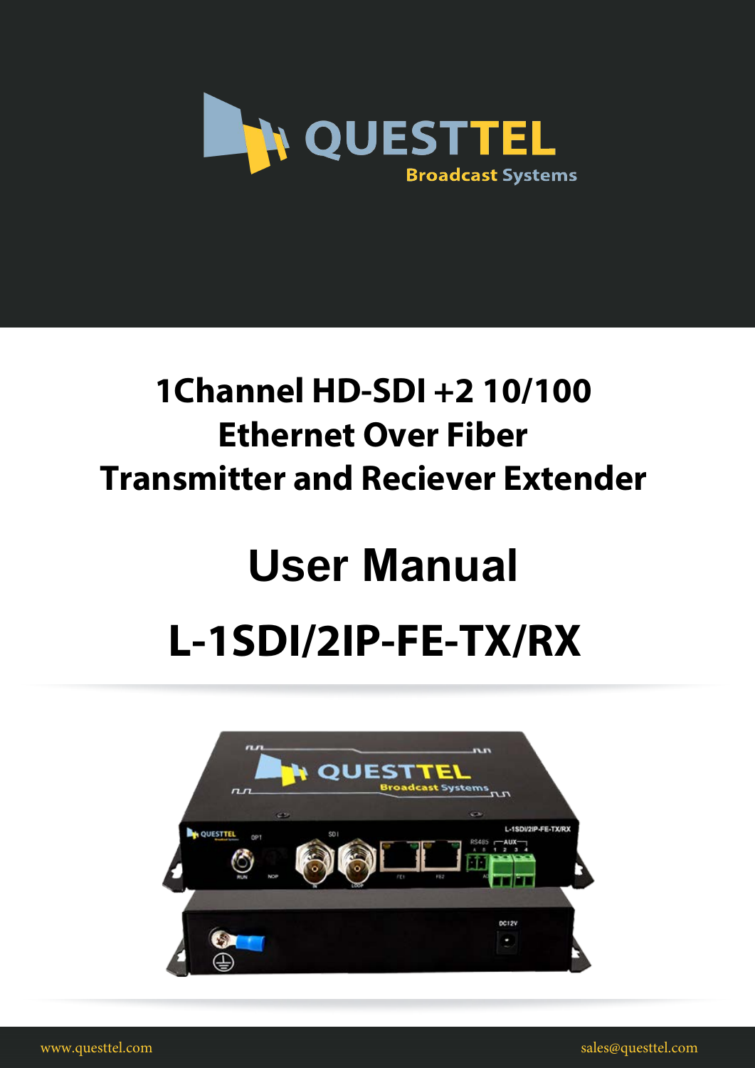QUESTTEL
Broadcast Systems

# 1Channel HD-SDI +2 10/100 Ethernet Over Fiber Transmitter and Reciever Extender

# User Manual

# L-1SDI/2IP-FE-TX/RX

www.questtel.com

sales@questtel.com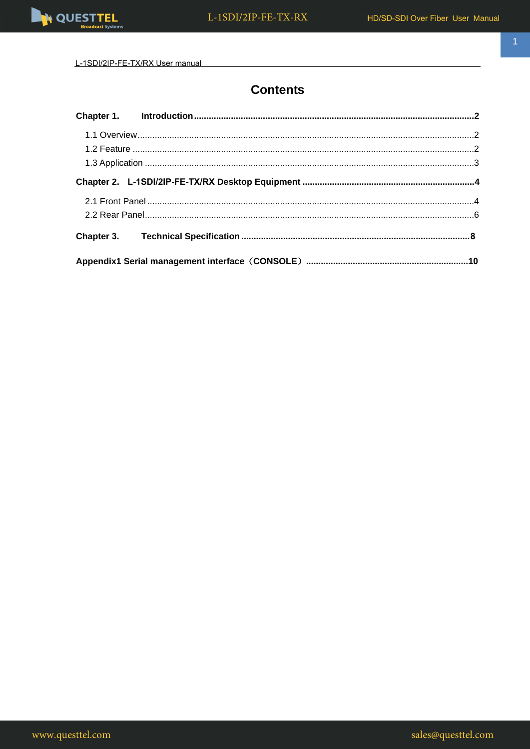# Contents

**Chapter 1. Introduction ..................................................................................................2**

1.1 Overview........................................................................................................................2

1.2 Feature ..........................................................................................................................2

1.3 Application .....................................................................................................................3

**Chapter 2. L-1SDI/2IP-FE-TX/RX Desktop Equipment ..........................................................4**

2.1 Front Panel ....................................................................................................................4

2.2 Rear Panel.....................................................................................................................6

**Chapter 3. Technical Specification .......................................................................................8**

**Appendix1 Serial management interface（CONSOLE）........................................................10**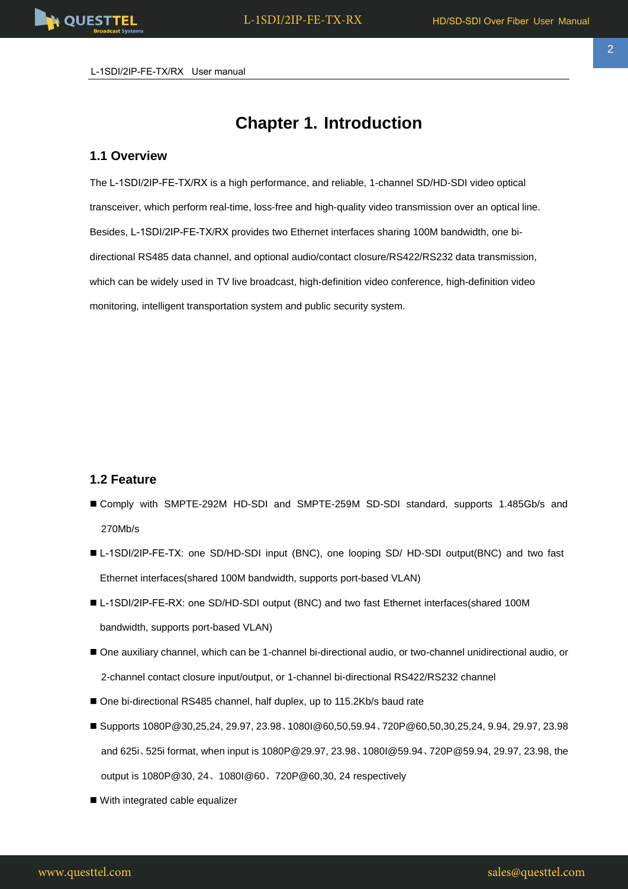L-1SDI/2IP-FE-TX/RX User manual

# Chapter 1. Introduction

## 1.1 Overview

The L-1SDI/2IP-FE-TX/RX is a high performance, and reliable, 1-channel SD/HD-SDI video optical transceiver, which perform real-time, loss-free and high-quality video transmission over an optical line. Besides, L-1SDI/2IP-FE-TX/RX provides two Ethernet interfaces sharing 100M bandwidth, one bi-directional RS485 data channel, and optional audio/contact closure/RS422/RS232 data transmission, which can be widely used in TV live broadcast, high-definition video conference, high-definition video monitoring, intelligent transportation system and public security system.

## 1.2 Feature

- Comply with SMPTE-292M HD-SDI and SMPTE-259M SD-SDI standard, supports 1.485Gb/s and 270Mb/s
- L-1SDI/2IP-FE-TX: one SD/HD-SDI input (BNC), one looping SD/ HD-SDI output(BNC) and two fast Ethernet interfaces(shared 100M bandwidth, supports port-based VLAN)
- L-1SDI/2IP-FE-RX: one SD/HD-SDI output (BNC) and two fast Ethernet interfaces(shared 100M bandwidth, supports port-based VLAN)
- One auxiliary channel, which can be 1-channel bi-directional audio, or two-channel unidirectional audio, or 2-channel contact closure input/output, or 1-channel bi-directional RS422/RS232 channel
- One bi-directional RS485 channel, half duplex, up to 115.2Kb/s baud rate
- Supports 1080P@30,25,24, 29.97, 23.98、1080I@60,50,59.94、720P@60,50,30,25,24, 9.94, 29.97, 23.98 and 625i、525i format, when input is 1080P@29.97, 23.98、1080I@59.94、720P@59.94, 29.97, 23.98, the output is 1080P@30, 24、1080I@60、720P@60,30, 24 respectively
- With integrated cable equalizer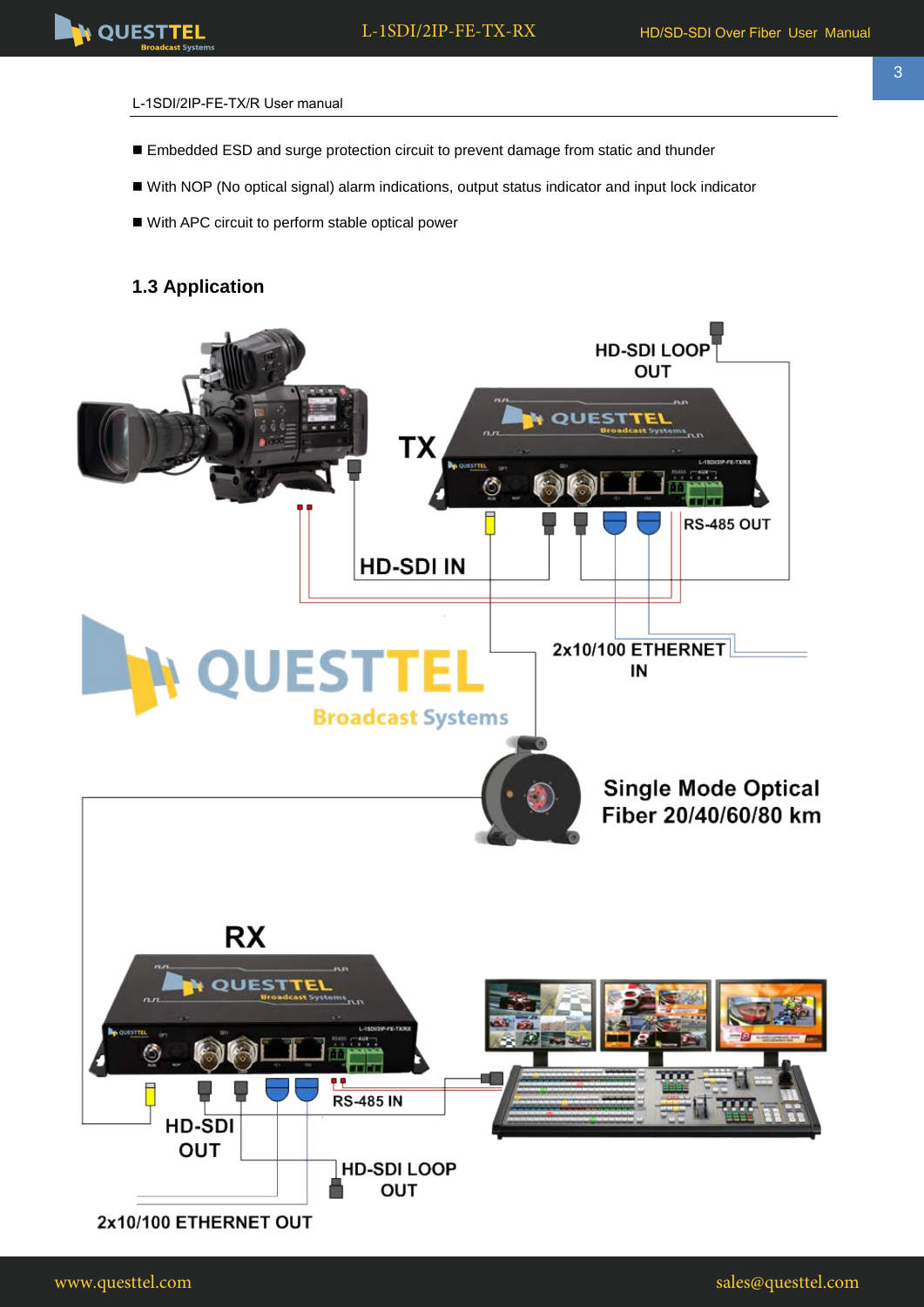L-1SDI/2IP-FE-TX/R User manual

- Embedded ESD and surge protection circuit to prevent damage from static and thunder
- With NOP (No optical signal) alarm indications, output status indicator and input lock indicator
- With APC circuit to perform stable optical power

## 1.3 Application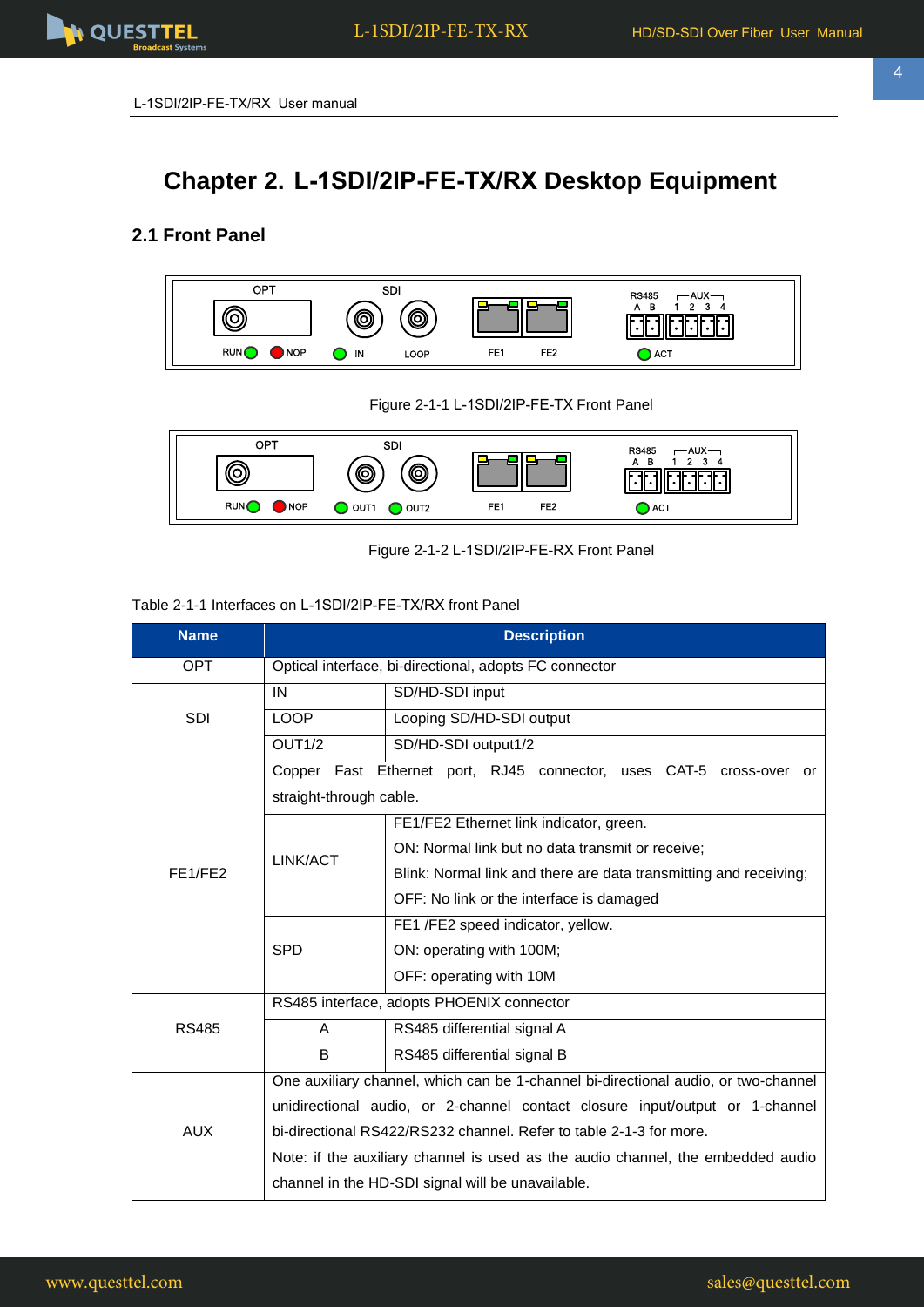L-1SDI/2IP-FE-TX/RX User manual

# Chapter 2. L-1SDI/2IP-FE-TX/RX Desktop Equipment

## 2.1 Front Panel

Figure 2-1-1 L-1SDI/2IP-FE-TX Front Panel

Figure 2-1-2 L-1SDI/2IP-FE-RX Front Panel

Table 2-1-1 Interfaces on L-1SDI/2IP-FE-TX/RX front Panel

| Name | Description | |
|---|---|---|
| OPT | Optical interface, bi-directional, adopts FC connector | |
| SDI | IN | SD/HD-SDI input |
| | LOOP | Looping SD/HD-SDI output |
| | OUT1/2 | SD/HD-SDI output1/2 |
| FE1/FE2 | Copper Fast Ethernet port, RJ45 connector, uses CAT-5 cross-over or straight-through cable. | |
| | LINK/ACT | FE1/FE2 Ethernet link indicator, green.<br>ON: Normal link but no data transmit or receive;<br>Blink: Normal link and there are data transmitting and receiving;<br>OFF: No link or the interface is damaged |
| | SPD | FE1 /FE2 speed indicator, yellow.<br>ON: operating with 100M;<br>OFF: operating with 10M |
| RS485 | RS485 interface, adopts PHOENIX connector | |
| | A | RS485 differential signal A |
| | B | RS485 differential signal B |
| AUX | One auxiliary channel, which can be 1-channel bi-directional audio, or two-channel unidirectional audio, or 2-channel contact closure input/output or 1-channel bi-directional RS422/RS232 channel. Refer to table 2-1-3 for more.<br>Note: if the auxiliary channel is used as the audio channel, the embedded audio channel in the HD-SDI signal will be unavailable. | |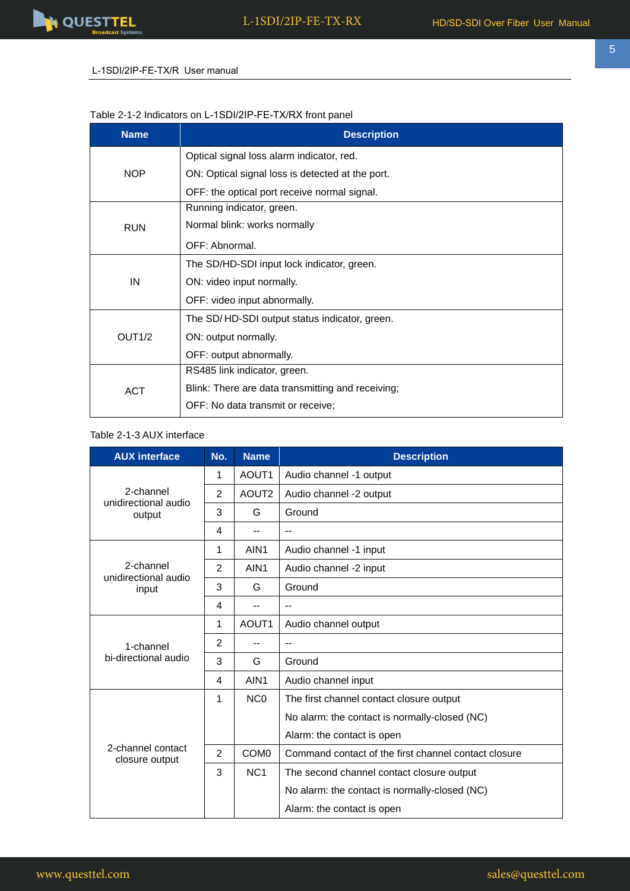L-1SDI/2IP-FE-TX/R User manual

Table 2-1-2 Indicators on L-1SDI/2IP-FE-TX/RX front panel

| Name | Description |
|---|---|
| NOP | Optical signal loss alarm indicator, red.<br>ON: Optical signal loss is detected at the port.<br>OFF: the optical port receive normal signal. |
| RUN | Running indicator, green.<br>Normal blink: works normally<br>OFF: Abnormal. |
| IN | The SD/HD-SDI input lock indicator, green.<br>ON: video input normally.<br>OFF: video input abnormally. |
| OUT1/2 | The SD/ HD-SDI output status indicator, green.<br>ON: output normally.<br>OFF: output abnormally. |
| ACT | RS485 link indicator, green.<br>Blink: There are data transmitting and receiving;<br>OFF: No data transmit or receive; |

Table 2-1-3 AUX interface

| AUX interface | No. | Name | Description |
|---|---|---|---|
| 2-channel unidirectional audio output | 1 | AOUT1 | Audio channel -1 output |
| | 2 | AOUT2 | Audio channel -2 output |
| | 3 | G | Ground |
| | 4 | -- | -- |
| 2-channel unidirectional audio input | 1 | AIN1 | Audio channel -1 input |
| | 2 | AIN1 | Audio channel -2 input |
| | 3 | G | Ground |
| | 4 | -- | -- |
| 1-channel bi-directional audio | 1 | AOUT1 | Audio channel output |
| | 2 | -- | -- |
| | 3 | G | Ground |
| | 4 | AIN1 | Audio channel input |
| 2-channel contact closure output | 1 | NC0 | The first channel contact closure output<br>No alarm: the contact is normally-closed (NC)<br>Alarm: the contact is open |
| | 2 | COM0 | Command contact of the first channel contact closure |
| | 3 | NC1 | The second channel contact closure output<br>No alarm: the contact is normally-closed (NC)<br>Alarm: the contact is open |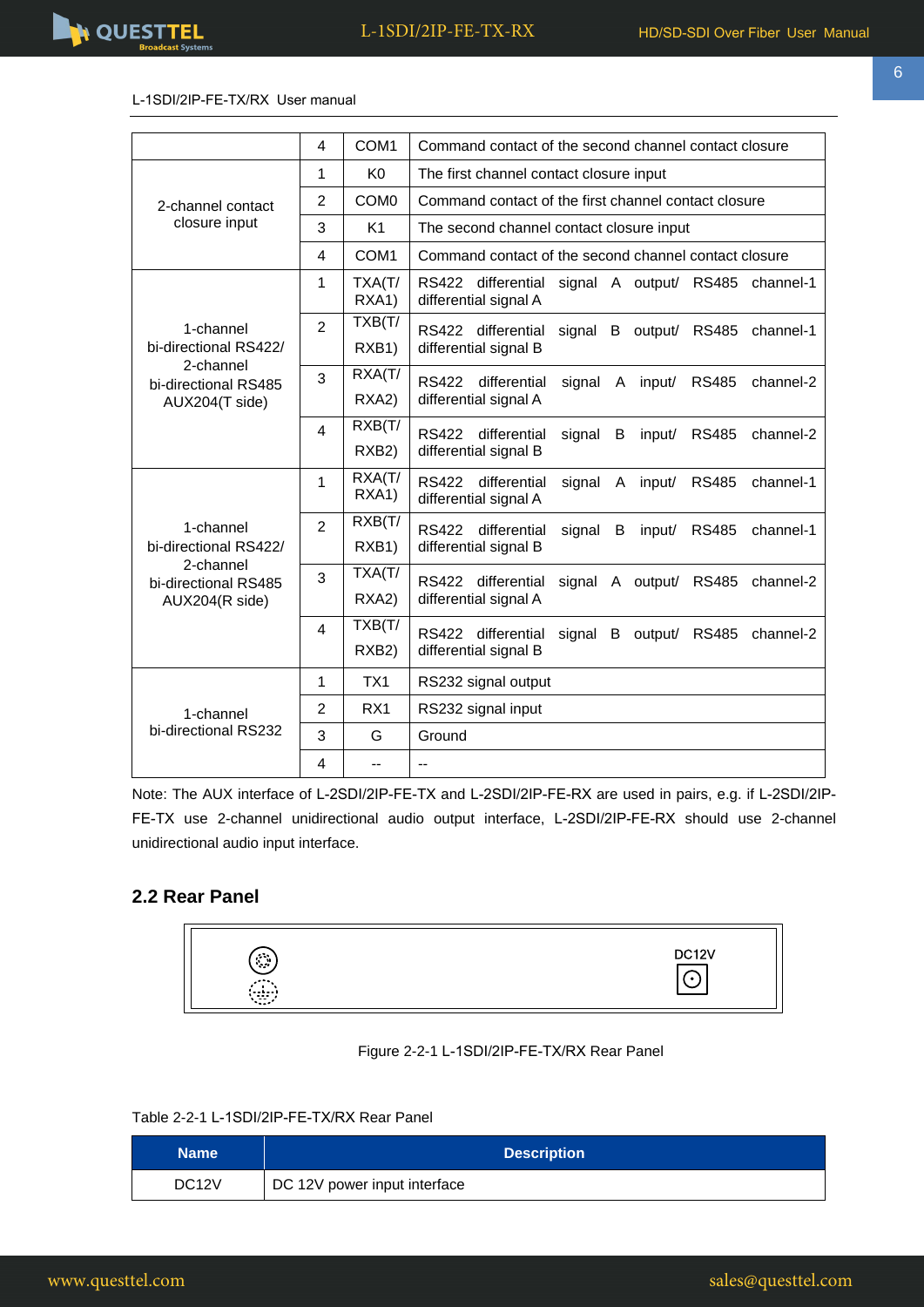L-1SDI/2IP-FE-TX/RX User manual

| | | | |
|---|---|---|---|
| | 4 | COM1 | Command contact of the second channel contact closure |
| 2-channel contact closure input | 1 | K0 | The first channel contact closure input |
| | 2 | COM0 | Command contact of the first channel contact closure |
| | 3 | K1 | The second channel contact closure input |
| | 4 | COM1 | Command contact of the second channel contact closure |
| 1-channel bi-directional RS422/ 2-channel bi-directional RS485 AUX204(T side) | 1 | TXA(T/ RXA1) | RS422 differential signal A output/ RS485 channel-1 differential signal A |
| | 2 | TXB(T/ RXB1) | RS422 differential signal B output/ RS485 channel-1 differential signal B |
| | 3 | RXA(T/ RXA2) | RS422 differential signal A input/ RS485 channel-2 differential signal A |
| | 4 | RXB(T/ RXB2) | RS422 differential signal B input/ RS485 channel-2 differential signal B |
| 1-channel bi-directional RS422/ 2-channel bi-directional RS485 AUX204(R side) | 1 | RXA(T/ RXA1) | RS422 differential signal A input/ RS485 channel-1 differential signal A |
| | 2 | RXB(T/ RXB1) | RS422 differential signal B input/ RS485 channel-1 differential signal B |
| | 3 | TXA(T/ RXA2) | RS422 differential signal A output/ RS485 channel-2 differential signal A |
| | 4 | TXB(T/ RXB2) | RS422 differential signal B output/ RS485 channel-2 differential signal B |
| 1-channel bi-directional RS232 | 1 | TX1 | RS232 signal output |
| | 2 | RX1 | RS232 signal input |
| | 3 | G | Ground |
| | 4 | -- | -- |

Note: The AUX interface of L-2SDI/2IP-FE-TX and L-2SDI/2IP-FE-RX are used in pairs, e.g. if L-2SDI/2IP-FE-TX use 2-channel unidirectional audio output interface, L-2SDI/2IP-FE-RX should use 2-channel unidirectional audio input interface.

## 2.2 Rear Panel

DC12V

Figure 2-2-1 L-1SDI/2IP-FE-TX/RX Rear Panel

Table 2-2-1 L-1SDI/2IP-FE-TX/RX Rear Panel

| Name | Description |
|---|---|
| DC12V | DC 12V power input interface |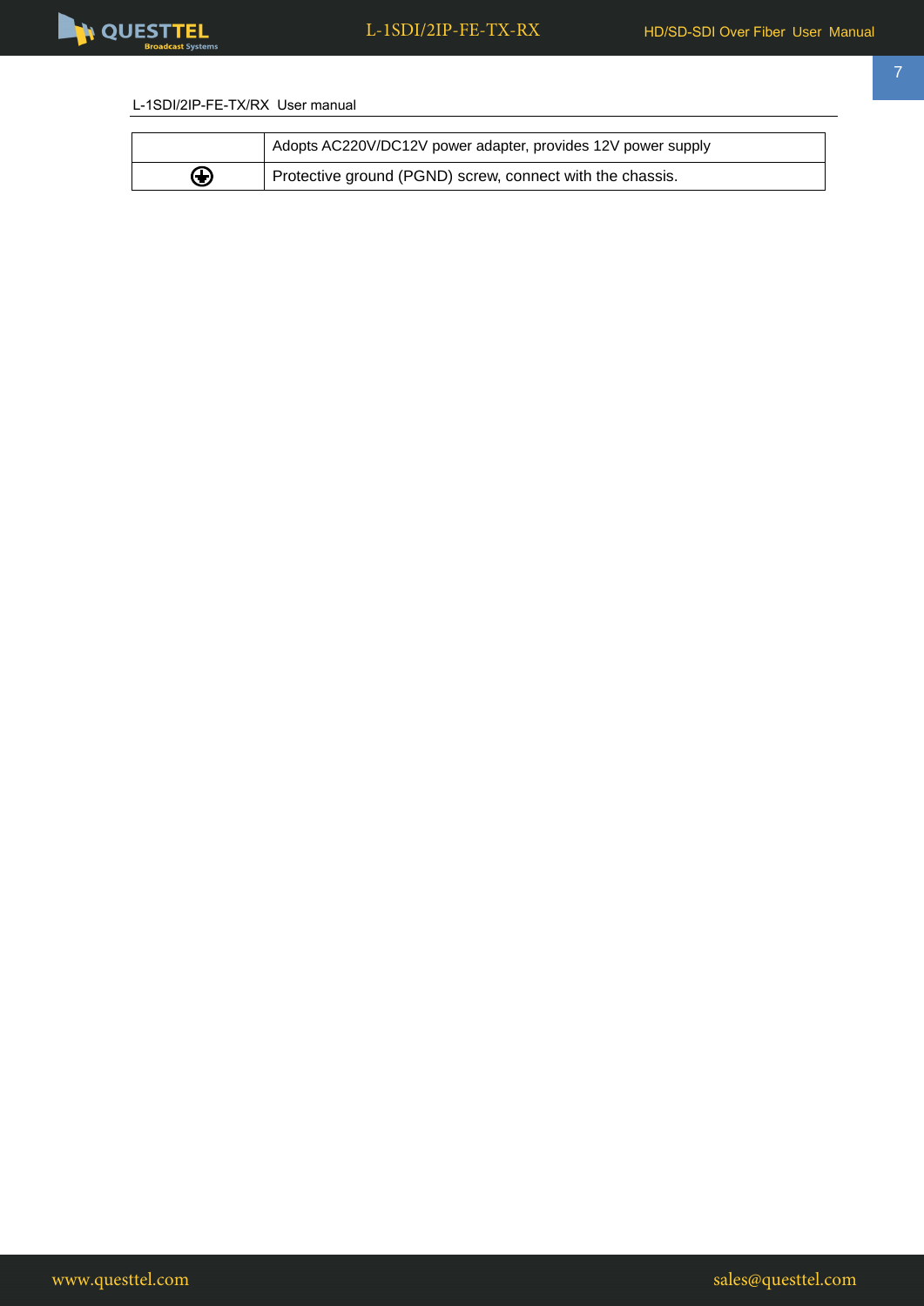L-1SDI/2IP-FE-TX/RX User manual

|  |  |
|---|---|
|  | Adopts AC220V/DC12V power adapter, provides 12V power supply |
| ⊕ | Protective ground (PGND) screw, connect with the chassis. |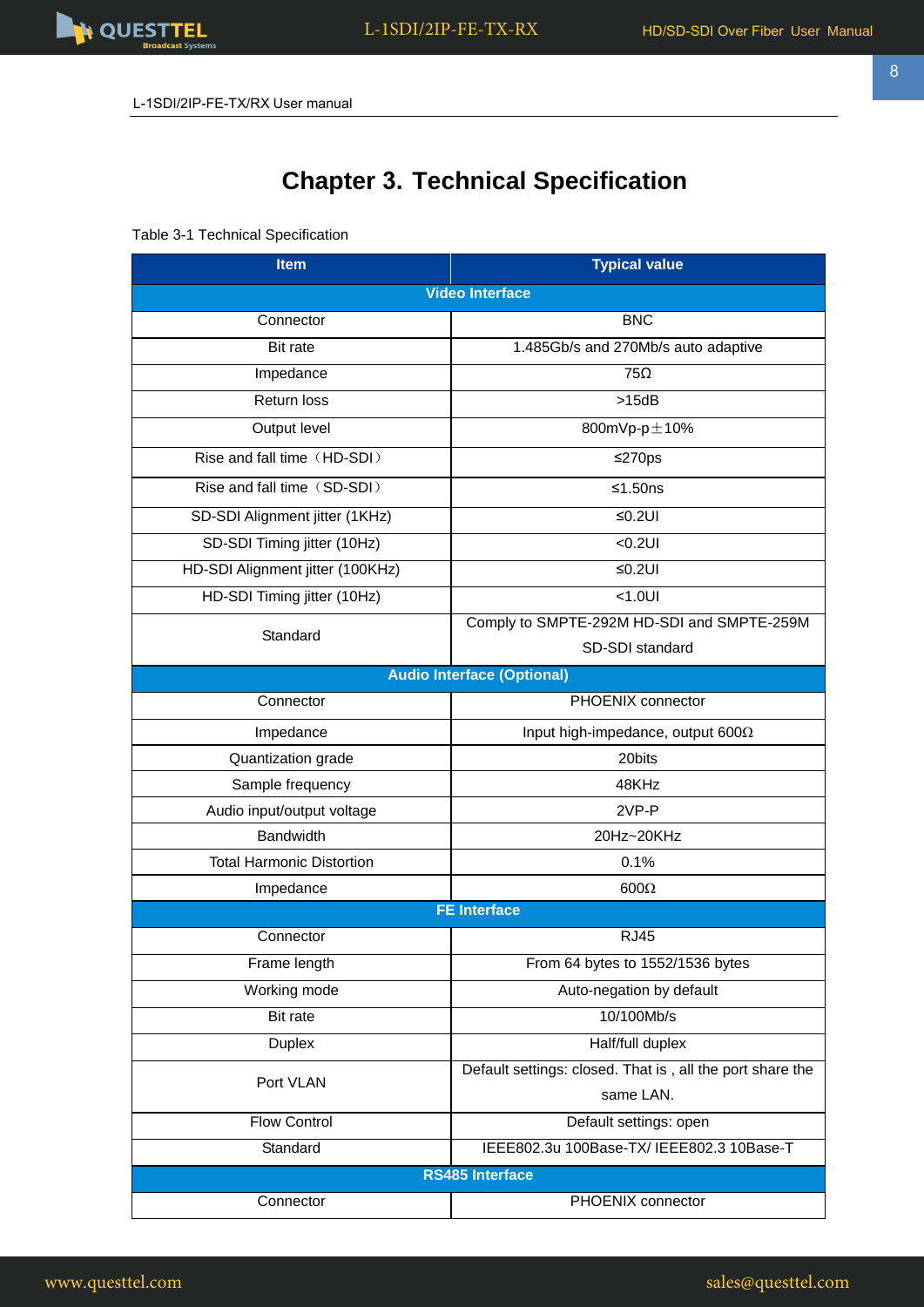L-1SDI/2IP-FE-TX/RX User manual

# Chapter 3. Technical Specification

Table 3-1 Technical Specification

| Item | Typical value |
|---|---|
| **Video Interface** | |
| Connector | BNC |
| Bit rate | 1.485Gb/s and 270Mb/s auto adaptive |
| Impedance | 75Ω |
| Return loss | >15dB |
| Output level | 800mVp-p±10% |
| Rise and fall time（HD-SDI） | ≤270ps |
| Rise and fall time（SD-SDI） | ≤1.50ns |
| SD-SDI Alignment jitter (1KHz) | ≤0.2UI |
| SD-SDI Timing jitter (10Hz) | <0.2UI |
| HD-SDI Alignment jitter (100KHz) | ≤0.2UI |
| HD-SDI Timing jitter (10Hz) | <1.0UI |
| Standard | Comply to SMPTE-292M HD-SDI and SMPTE-259M SD-SDI standard |
| **Audio Interface (Optional)** | |
| Connector | PHOENIX connector |
| Impedance | Input high-impedance, output 600Ω |
| Quantization grade | 20bits |
| Sample frequency | 48KHz |
| Audio input/output voltage | 2VP-P |
| Bandwidth | 20Hz~20KHz |
| Total Harmonic Distortion | 0.1% |
| Impedance | 600Ω |
| **FE Interface** | |
| Connector | RJ45 |
| Frame length | From 64 bytes to 1552/1536 bytes |
| Working mode | Auto-negation by default |
| Bit rate | 10/100Mb/s |
| Duplex | Half/full duplex |
| Port VLAN | Default settings: closed. That is , all the port share the same LAN. |
| Flow Control | Default settings: open |
| Standard | IEEE802.3u 100Base-TX/ IEEE802.3 10Base-T |
| **RS485 Interface** | |
| Connector | PHOENIX connector |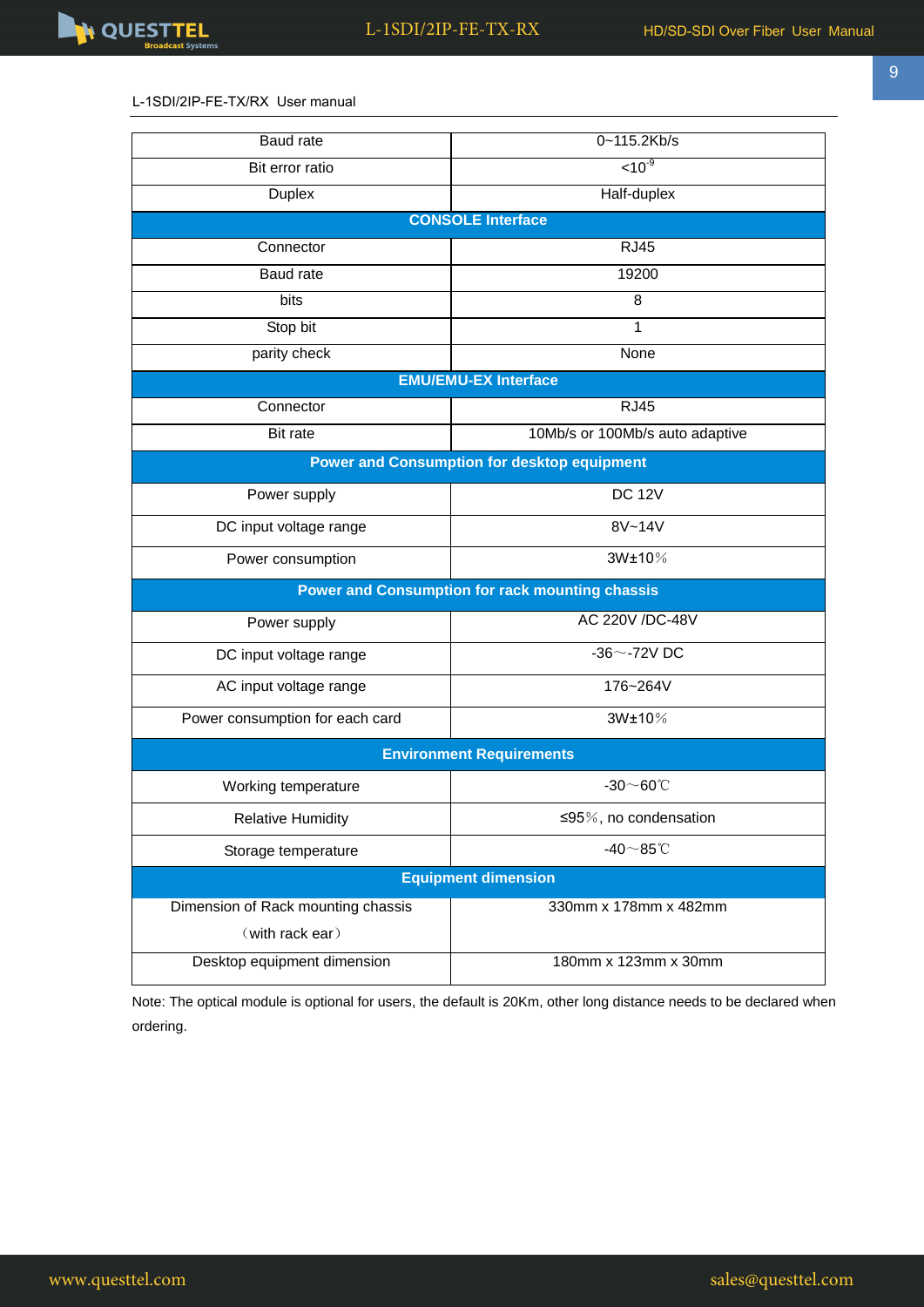L-1SDI/2IP-FE-TX/RX User manual

| Baud rate | 0~115.2Kb/s |
|---|---|
| Bit error ratio | <10$^{-9}$ |
| Duplex | Half-duplex |
| **CONSOLE Interface** | |
| Connector | RJ45 |
| Baud rate | 19200 |
| bits | 8 |
| Stop bit | 1 |
| parity check | None |
| **EMU/EMU-EX Interface** | |
| Connector | RJ45 |
| Bit rate | 10Mb/s or 100Mb/s auto adaptive |
| **Power and Consumption for desktop equipment** | |
| Power supply | DC 12V |
| DC input voltage range | 8V~14V |
| Power consumption | 3W±10％ |
| **Power and Consumption for rack mounting chassis** | |
| Power supply | AC 220V /DC-48V |
| DC input voltage range | -36～-72V DC |
| AC input voltage range | 176~264V |
| Power consumption for each card | 3W±10％ |
| **Environment Requirements** | |
| Working temperature | -30～60℃ |
| Relative Humidity | ≤95％, no condensation |
| Storage temperature | -40～85℃ |
| **Equipment dimension** | |
| Dimension of Rack mounting chassis （with rack ear） | 330mm x 178mm x 482mm |
| Desktop equipment dimension | 180mm x 123mm x 30mm |

Note: The optical module is optional for users, the default is 20Km, other long distance needs to be declared when ordering.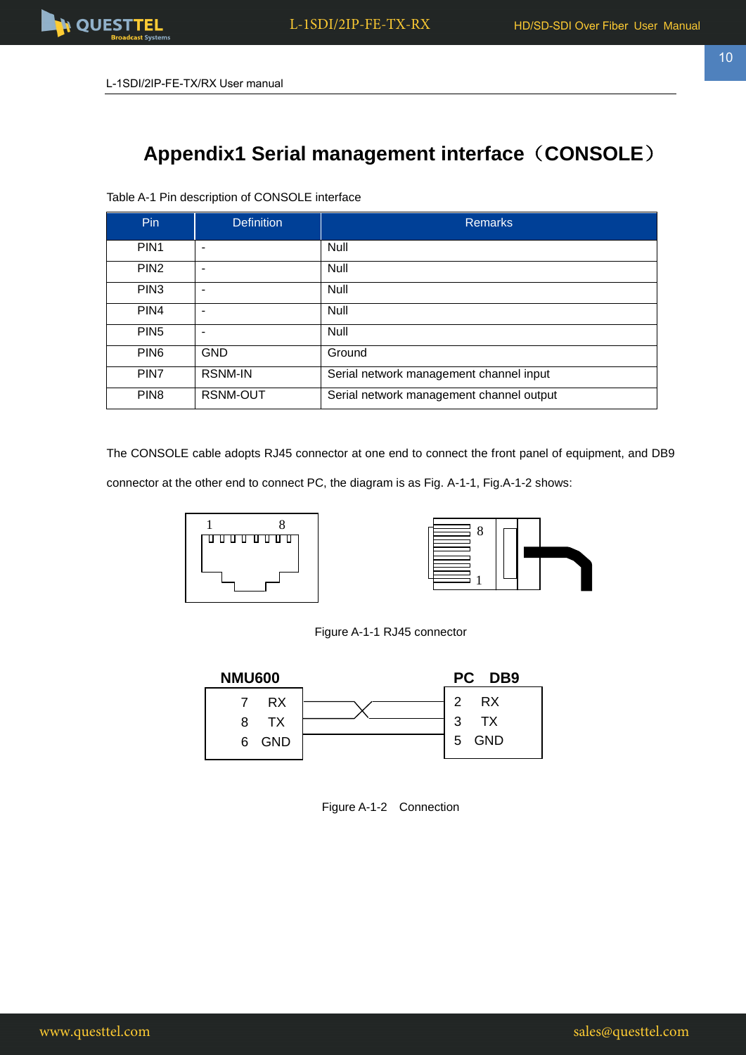L-1SDI/2IP-FE-TX/RX User manual

# Appendix1 Serial management interface（CONSOLE）

Table A-1 Pin description of CONSOLE interface

| Pin | Definition | Remarks |
|---|---|---|
| PIN1 | - | Null |
| PIN2 | - | Null |
| PIN3 | - | Null |
| PIN4 | - | Null |
| PIN5 | - | Null |
| PIN6 | GND | Ground |
| PIN7 | RSNM-IN | Serial network management channel input |
| PIN8 | RSNM-OUT | Serial network management channel output |

The CONSOLE cable adopts RJ45 connector at one end to connect the front panel of equipment, and DB9 connector at the other end to connect PC, the diagram is as Fig. A-1-1, Fig.A-1-2 shows:

Figure A-1-1 RJ45 connector

| NMU600 | | PC DB9 | |
|---|---|---|---|
| 7 | RX | 2 | RX |
| 8 | TX | 3 | TX |
| 6 | GND | 5 | GND |

Figure A-1-2 Connection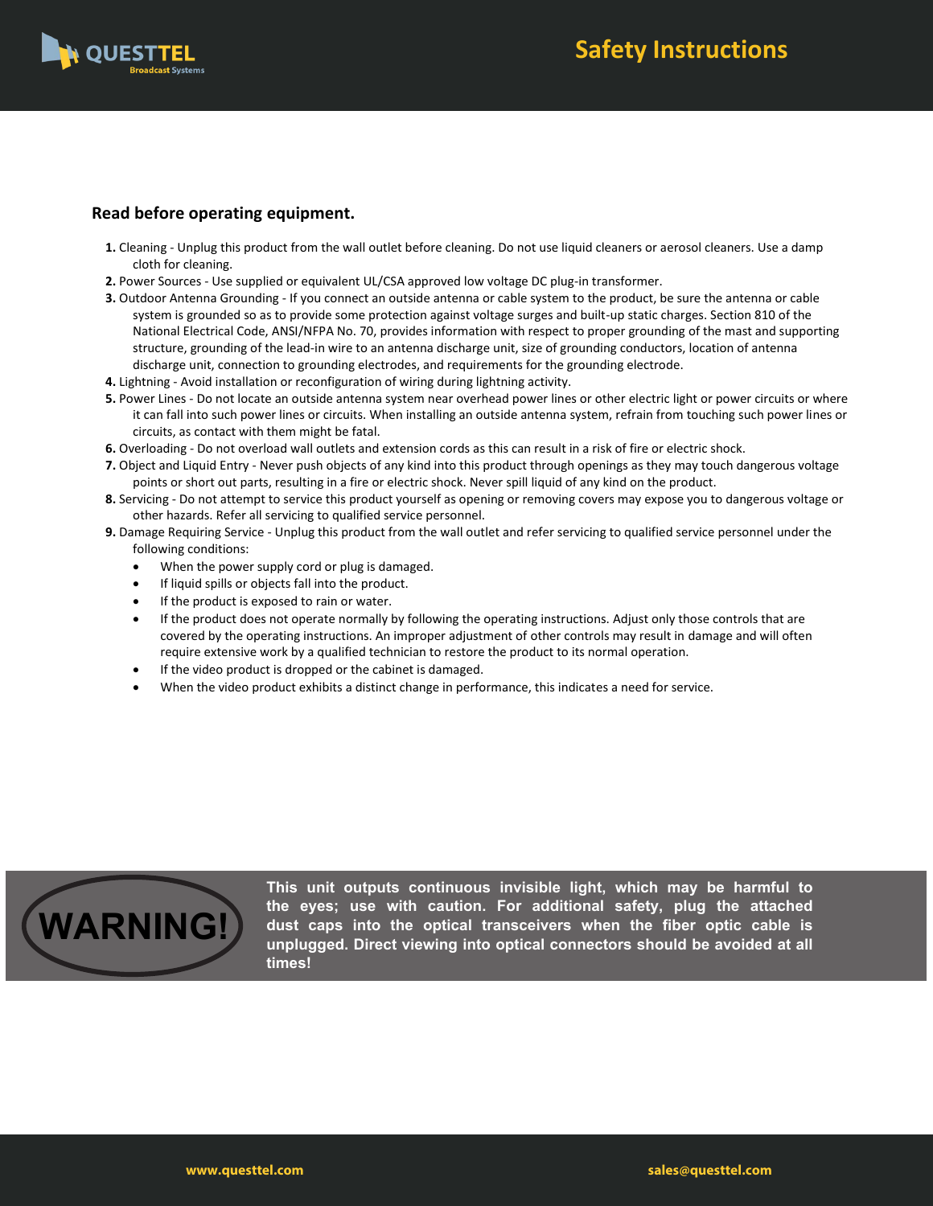# Safety Instructions

## Read before operating equipment.

1. Cleaning - Unplug this product from the wall outlet before cleaning. Do not use liquid cleaners or aerosol cleaners. Use a damp cloth for cleaning.
2. Power Sources - Use supplied or equivalent UL/CSA approved low voltage DC plug-in transformer.
3. Outdoor Antenna Grounding - If you connect an outside antenna or cable system to the product, be sure the antenna or cable system is grounded so as to provide some protection against voltage surges and built-up static charges. Section 810 of the National Electrical Code, ANSI/NFPA No. 70, provides information with respect to proper grounding of the mast and supporting structure, grounding of the lead-in wire to an antenna discharge unit, size of grounding conductors, location of antenna discharge unit, connection to grounding electrodes, and requirements for the grounding electrode.
4. Lightning - Avoid installation or reconfiguration of wiring during lightning activity.
5. Power Lines - Do not locate an outside antenna system near overhead power lines or other electric light or power circuits or where it can fall into such power lines or circuits. When installing an outside antenna system, refrain from touching such power lines or circuits, as contact with them might be fatal.
6. Overloading - Do not overload wall outlets and extension cords as this can result in a risk of fire or electric shock.
7. Object and Liquid Entry - Never push objects of any kind into this product through openings as they may touch dangerous voltage points or short out parts, resulting in a fire or electric shock. Never spill liquid of any kind on the product.
8. Servicing - Do not attempt to service this product yourself as opening or removing covers may expose you to dangerous voltage or other hazards. Refer all servicing to qualified service personnel.
9. Damage Requiring Service - Unplug this product from the wall outlet and refer servicing to qualified service personnel under the following conditions:
   - When the power supply cord or plug is damaged.
   - If liquid spills or objects fall into the product.
   - If the product is exposed to rain or water.
   - If the product does not operate normally by following the operating instructions. Adjust only those controls that are covered by the operating instructions. An improper adjustment of other controls may result in damage and will often require extensive work by a qualified technician to restore the product to its normal operation.
   - If the video product is dropped or the cabinet is damaged.
   - When the video product exhibits a distinct change in performance, this indicates a need for service.

**WARNING!**

**This unit outputs continuous invisible light, which may be harmful to the eyes; use with caution. For additional safety, plug the attached dust caps into the optical transceivers when the fiber optic cable is unplugged. Direct viewing into optical connectors should be avoided at all times!**